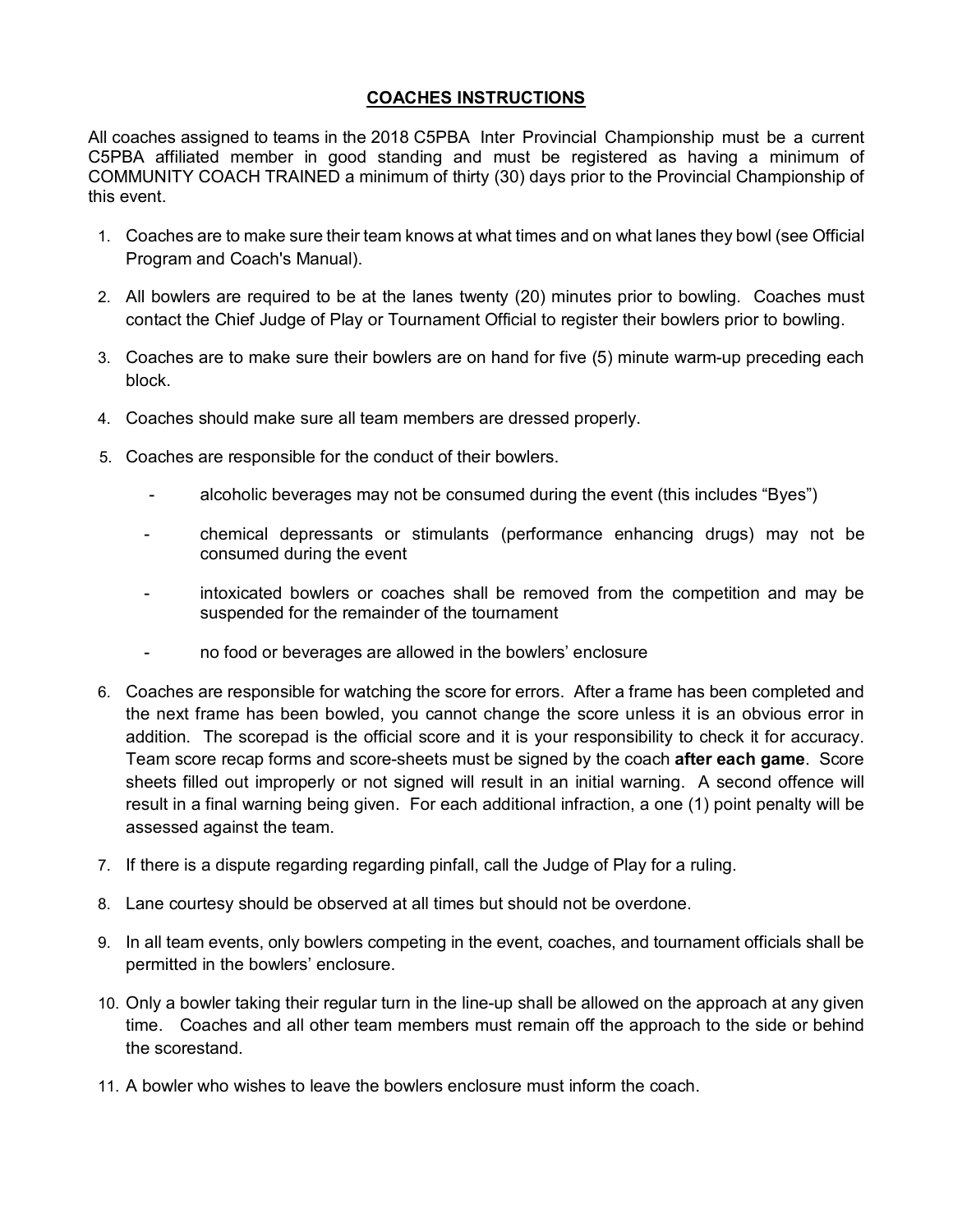# COACHES INSTRUCTIONS

All coaches assigned to teams in the 2018 C5PBA Inter Provincial Championship must be a current C5PBA affiliated member in good standing and must be registered as having a minimum of COMMUNITY COACH TRAINED a minimum of thirty (30) days prior to the Provincial Championship of this event.

1. Coaches are to make sure their team knows at what times and on what lanes they bowl (see Official Program and Coach's Manual).
2. All bowlers are required to be at the lanes twenty (20) minutes prior to bowling. Coaches must contact the Chief Judge of Play or Tournament Official to register their bowlers prior to bowling.
3. Coaches are to make sure their bowlers are on hand for five (5) minute warm-up preceding each block.
4. Coaches should make sure all team members are dressed properly.
5. Coaches are responsible for the conduct of their bowlers.
   - alcoholic beverages may not be consumed during the event (this includes "Byes")
   - chemical depressants or stimulants (performance enhancing drugs) may not be consumed during the event
   - intoxicated bowlers or coaches shall be removed from the competition and may be suspended for the remainder of the tournament
   - no food or beverages are allowed in the bowlers' enclosure
6. Coaches are responsible for watching the score for errors. After a frame has been completed and the next frame has been bowled, you cannot change the score unless it is an obvious error in addition. The scorepad is the official score and it is your responsibility to check it for accuracy. Team score recap forms and score-sheets must be signed by the coach **after each game**. Score sheets filled out improperly or not signed will result in an initial warning. A second offence will result in a final warning being given. For each additional infraction, a one (1) point penalty will be assessed against the team.
7. If there is a dispute regarding regarding pinfall, call the Judge of Play for a ruling.
8. Lane courtesy should be observed at all times but should not be overdone.
9. In all team events, only bowlers competing in the event, coaches, and tournament officials shall be permitted in the bowlers' enclosure.
10. Only a bowler taking their regular turn in the line-up shall be allowed on the approach at any given time. Coaches and all other team members must remain off the approach to the side or behind the scorestand.
11. A bowler who wishes to leave the bowlers enclosure must inform the coach.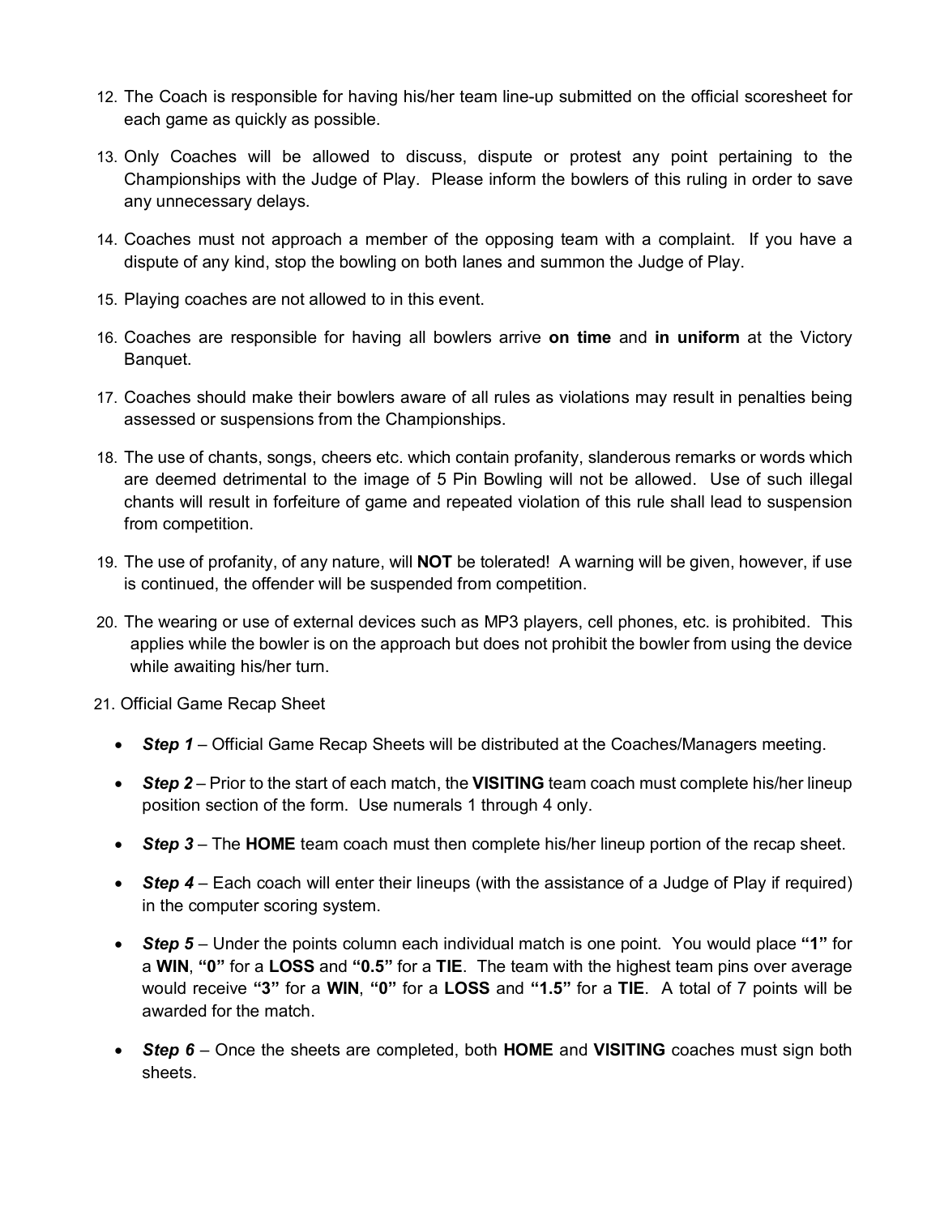12. The Coach is responsible for having his/her team line-up submitted on the official scoresheet for each game as quickly as possible.

13. Only Coaches will be allowed to discuss, dispute or protest any point pertaining to the Championships with the Judge of Play. Please inform the bowlers of this ruling in order to save any unnecessary delays.

14. Coaches must not approach a member of the opposing team with a complaint. If you have a dispute of any kind, stop the bowling on both lanes and summon the Judge of Play.

15. Playing coaches are not allowed to in this event.

16. Coaches are responsible for having all bowlers arrive **on time** and **in uniform** at the Victory Banquet.

17. Coaches should make their bowlers aware of all rules as violations may result in penalties being assessed or suspensions from the Championships.

18. The use of chants, songs, cheers etc. which contain profanity, slanderous remarks or words which are deemed detrimental to the image of 5 Pin Bowling will not be allowed. Use of such illegal chants will result in forfeiture of game and repeated violation of this rule shall lead to suspension from competition.

19. The use of profanity, of any nature, will **NOT** be tolerated! A warning will be given, however, if use is continued, the offender will be suspended from competition.

20. The wearing or use of external devices such as MP3 players, cell phones, etc. is prohibited. This applies while the bowler is on the approach but does not prohibit the bowler from using the device while awaiting his/her turn.

21. Official Game Recap Sheet

    - ***Step 1*** – Official Game Recap Sheets will be distributed at the Coaches/Managers meeting.
    - ***Step 2*** – Prior to the start of each match, the **VISITING** team coach must complete his/her lineup position section of the form. Use numerals 1 through 4 only.
    - ***Step 3*** – The **HOME** team coach must then complete his/her lineup portion of the recap sheet.
    - ***Step 4*** – Each coach will enter their lineups (with the assistance of a Judge of Play if required) in the computer scoring system.
    - ***Step 5*** – Under the points column each individual match is one point. You would place **"1"** for a **WIN**, **"0"** for a **LOSS** and **"0.5"** for a **TIE**. The team with the highest team pins over average would receive **"3"** for a **WIN**, **"0"** for a **LOSS** and **"1.5"** for a **TIE**. A total of 7 points will be awarded for the match.
    - ***Step 6*** – Once the sheets are completed, both **HOME** and **VISITING** coaches must sign both sheets.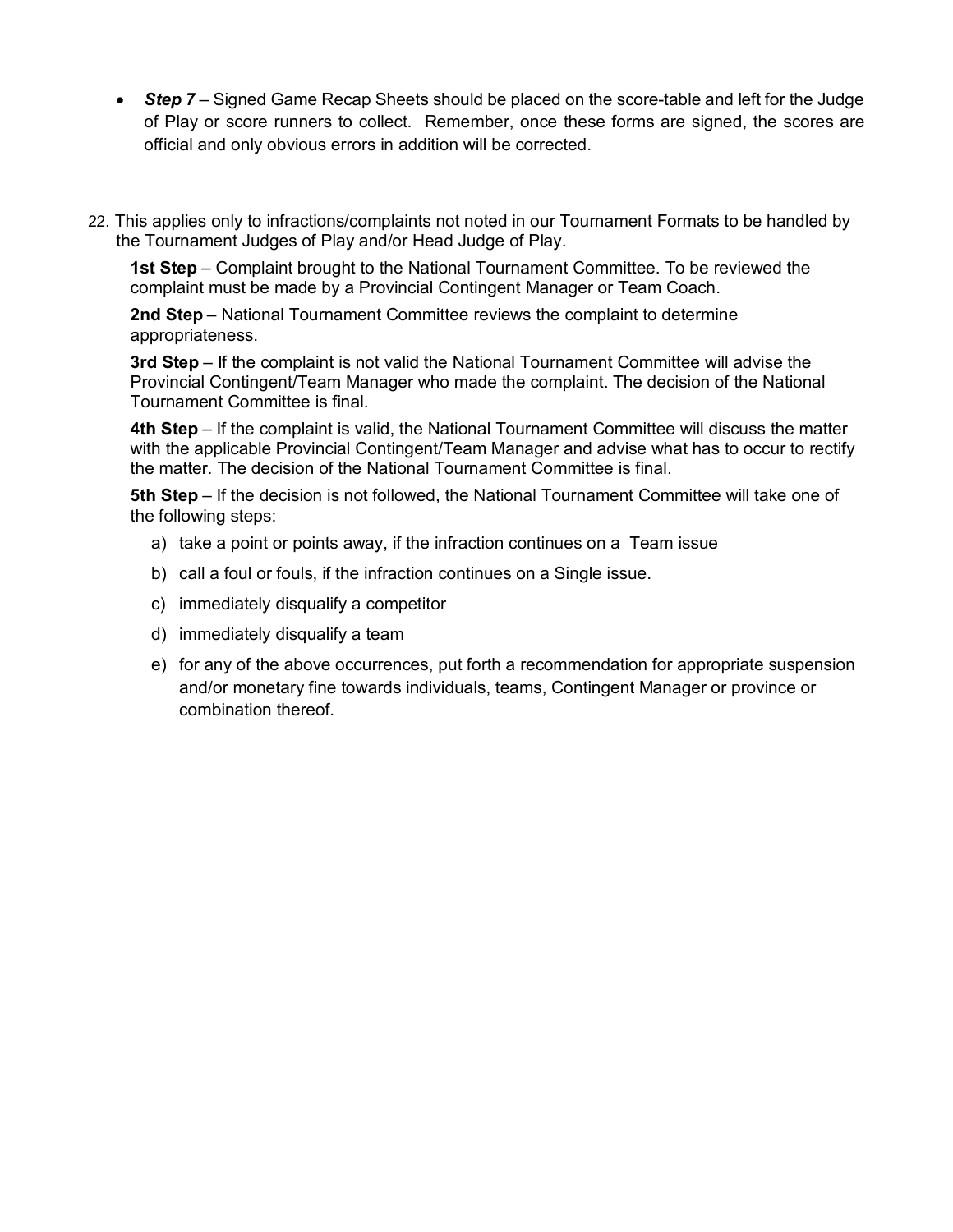- ***Step 7*** – Signed Game Recap Sheets should be placed on the score-table and left for the Judge of Play or score runners to collect. Remember, once these forms are signed, the scores are official and only obvious errors in addition will be corrected.

22. This applies only to infractions/complaints not noted in our Tournament Formats to be handled by the Tournament Judges of Play and/or Head Judge of Play.

    **1st Step** – Complaint brought to the National Tournament Committee. To be reviewed the complaint must be made by a Provincial Contingent Manager or Team Coach.

    **2nd Step** – National Tournament Committee reviews the complaint to determine appropriateness.

    **3rd Step** – If the complaint is not valid the National Tournament Committee will advise the Provincial Contingent/Team Manager who made the complaint. The decision of the National Tournament Committee is final.

    **4th Step** – If the complaint is valid, the National Tournament Committee will discuss the matter with the applicable Provincial Contingent/Team Manager and advise what has to occur to rectify the matter. The decision of the National Tournament Committee is final.

    **5th Step** – If the decision is not followed, the National Tournament Committee will take one of the following steps:

    a) take a point or points away, if the infraction continues on a Team issue
    b) call a foul or fouls, if the infraction continues on a Single issue.
    c) immediately disqualify a competitor
    d) immediately disqualify a team
    e) for any of the above occurrences, put forth a recommendation for appropriate suspension and/or monetary fine towards individuals, teams, Contingent Manager or province or combination thereof.